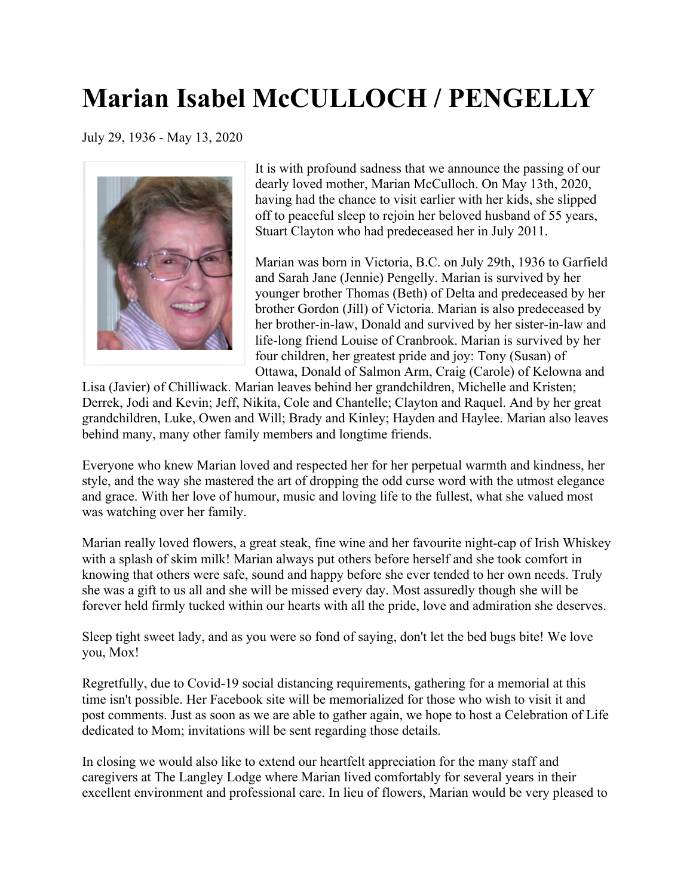# Marian Isabel McCULLOCH / PENGELLY

July 29, 1936 - May 13, 2020

It is with profound sadness that we announce the passing of our dearly loved mother, Marian McCulloch. On May 13th, 2020, having had the chance to visit earlier with her kids, she slipped off to peaceful sleep to rejoin her beloved husband of 55 years, Stuart Clayton who had predeceased her in July 2011.

Marian was born in Victoria, B.C. on July 29th, 1936 to Garfield and Sarah Jane (Jennie) Pengelly. Marian is survived by her younger brother Thomas (Beth) of Delta and predeceased by her brother Gordon (Jill) of Victoria. Marian is also predeceased by her brother-in-law, Donald and survived by her sister-in-law and life-long friend Louise of Cranbrook. Marian is survived by her four children, her greatest pride and joy: Tony (Susan) of Ottawa, Donald of Salmon Arm, Craig (Carole) of Kelowna and Lisa (Javier) of Chilliwack. Marian leaves behind her grandchildren, Michelle and Kristen; Derrek, Jodi and Kevin; Jeff, Nikita, Cole and Chantelle; Clayton and Raquel. And by her great grandchildren, Luke, Owen and Will; Brady and Kinley; Hayden and Haylee. Marian also leaves behind many, many other family members and longtime friends.

Everyone who knew Marian loved and respected her for her perpetual warmth and kindness, her style, and the way she mastered the art of dropping the odd curse word with the utmost elegance and grace. With her love of humour, music and loving life to the fullest, what she valued most was watching over her family.

Marian really loved flowers, a great steak, fine wine and her favourite night-cap of Irish Whiskey with a splash of skim milk! Marian always put others before herself and she took comfort in knowing that others were safe, sound and happy before she ever tended to her own needs. Truly she was a gift to us all and she will be missed every day. Most assuredly though she will be forever held firmly tucked within our hearts with all the pride, love and admiration she deserves.

Sleep tight sweet lady, and as you were so fond of saying, don't let the bed bugs bite! We love you, Mox!

Regretfully, due to Covid-19 social distancing requirements, gathering for a memorial at this time isn't possible. Her Facebook site will be memorialized for those who wish to visit it and post comments. Just as soon as we are able to gather again, we hope to host a Celebration of Life dedicated to Mom; invitations will be sent regarding those details.

In closing we would also like to extend our heartfelt appreciation for the many staff and caregivers at The Langley Lodge where Marian lived comfortably for several years in their excellent environment and professional care. In lieu of flowers, Marian would be very pleased to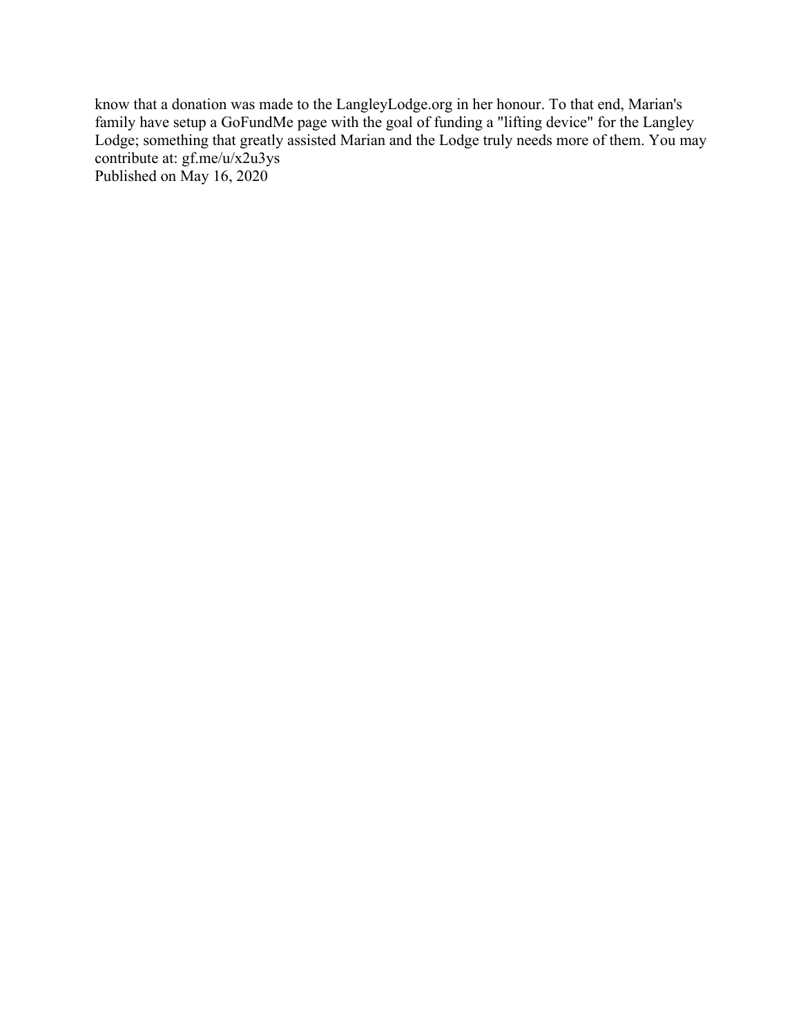know that a donation was made to the LangleyLodge.org in her honour. To that end, Marian's family have setup a GoFundMe page with the goal of funding a "lifting device" for the Langley Lodge; something that greatly assisted Marian and the Lodge truly needs more of them. You may contribute at: gf.me/u/x2u3ys

Published on May 16, 2020